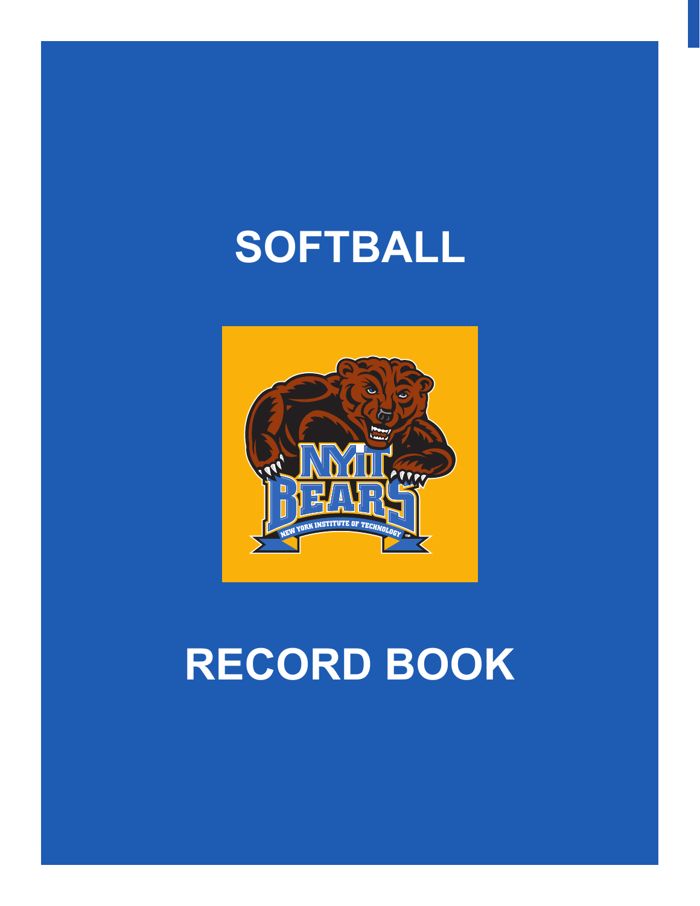# SOFTBALL

# RECORD BOOK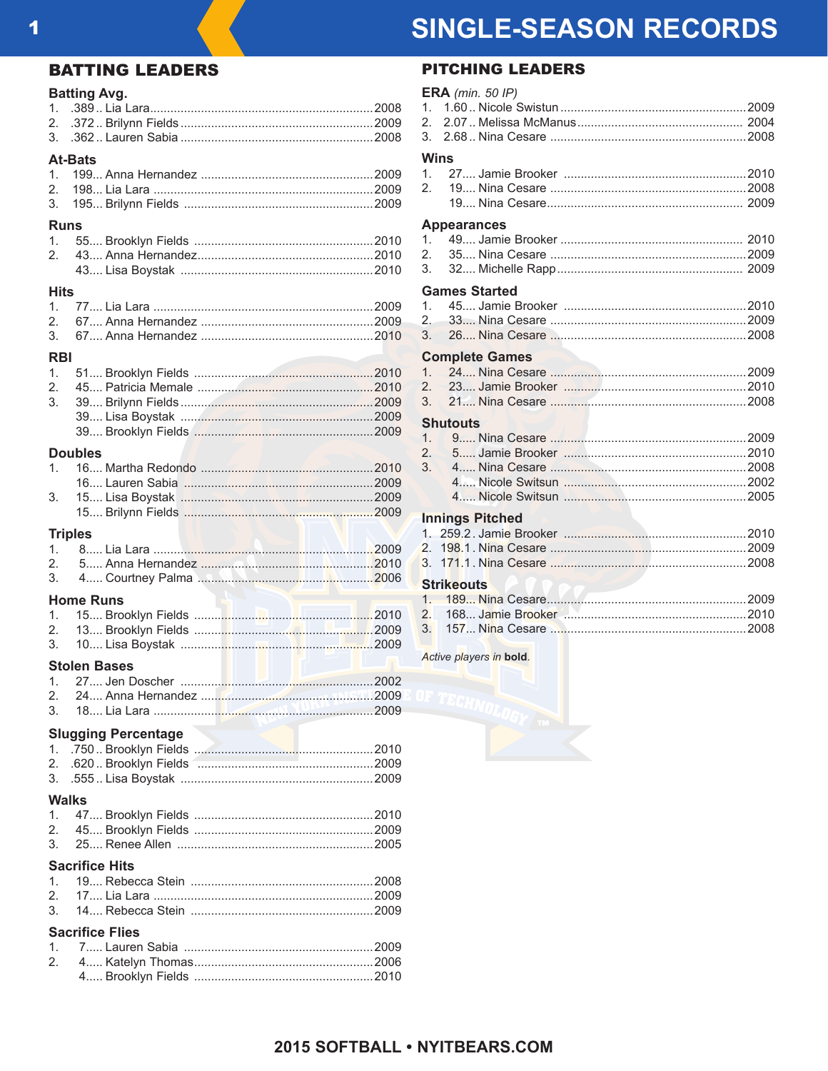# SINGLE-SEASON RECORDS

## BATTING LEADERS

### Batting Avg.

1. .389 .. Lia Lara ..... 2008
2. .372 .. Brilynn Fields ..... 2009
3. .362 .. Lauren Sabia ..... 2008

### At-Bats

1. 199... Anna Hernandez ..... 2009
2. 198... Lia Lara ..... 2009
3. 195... Brilynn Fields ..... 2009

### Runs

1. 55.... Brooklyn Fields ..... 2010
2. 43.... Anna Hernandez ..... 2010
   43.... Lisa Boystak ..... 2010

### Hits

1. 77.... Lia Lara ..... 2009
2. 67.... Anna Hernandez ..... 2009
3. 67.... Anna Hernandez ..... 2010

### RBI

1. 51.... Brooklyn Fields ..... 2010
2. 45.... Patricia Memale ..... 2010
3. 39.... Brilynn Fields ..... 2009
   39.... Lisa Boystak ..... 2009
   39.... Brooklyn Fields ..... 2009

### Doubles

1. 16.... Martha Redondo ..... 2010
   16.... Lauren Sabia ..... 2009
3. 15.... Lisa Boystak ..... 2009
   15.... Brilynn Fields ..... 2009

### Triples

1. 8..... Lia Lara ..... 2009
2. 5..... Anna Hernandez ..... 2010
3. 4..... Courtney Palma ..... 2006

### Home Runs

1. 15.... Brooklyn Fields ..... 2010
2. 13.... Brooklyn Fields ..... 2009
3. 10.... Lisa Boystak ..... 2009

### Stolen Bases

1. 27.... Jen Doscher ..... 2002
2. 24.... Anna Hernandez ..... 2009
3. 18.... Lia Lara ..... 2009

### Slugging Percentage

1. .750 .. Brooklyn Fields ..... 2010
2. .620 .. Brooklyn Fields ..... 2009
3. .555 .. Lisa Boystak ..... 2009

### Walks

1. 47.... Brooklyn Fields ..... 2010
2. 45.... Brooklyn Fields ..... 2009
3. 25.... Renee Allen ..... 2005

### Sacrifice Hits

1. 19.... Rebecca Stein ..... 2008
2. 17.... Lia Lara ..... 2009
3. 14.... Rebecca Stein ..... 2009

### Sacrifice Flies

1. 7..... Lauren Sabia ..... 2009
2. 4..... Katelyn Thomas ..... 2006
   4..... Brooklyn Fields ..... 2010

## PITCHING LEADERS

### ERA *(min. 50 IP)*

1. 1.60 .. Nicole Swistun ..... 2009
2. 2.07 .. Melissa McManus ..... 2004
3. 2.68 .. Nina Cesare ..... 2008

### Wins

1. 27.... Jamie Brooker ..... 2010
2. 19.... Nina Cesare ..... 2008
   19.... Nina Cesare ..... 2009

### Appearances

1. 49.... Jamie Brooker ..... 2010
2. 35.... Nina Cesare ..... 2009
3. 32.... Michelle Rapp ..... 2009

### Games Started

1. 45.... Jamie Brooker ..... 2010
2. 33.... Nina Cesare ..... 2009
3. 26.... Nina Cesare ..... 2008

### Complete Games

1. 24.... Nina Cesare ..... 2009
2. 23.... Jamie Brooker ..... 2010
3. 21.... Nina Cesare ..... 2008

### Shutouts

1. 9..... Nina Cesare ..... 2009
2. 5..... Jamie Brooker ..... 2010
3. 4..... Nina Cesare ..... 2008
   4..... Nicole Switsun ..... 2002
   4..... Nicole Switsun ..... 2005

### Innings Pitched

1. 259.2 . Jamie Brooker ..... 2010
2. 198.1 . Nina Cesare ..... 2009
3. 171.1 . Nina Cesare ..... 2008

### Strikeouts

1. 189... Nina Cesare ..... 2009
2. 168... Jamie Brooker ..... 2010
3. 157... Nina Cesare ..... 2008

*Active players in* **bold**.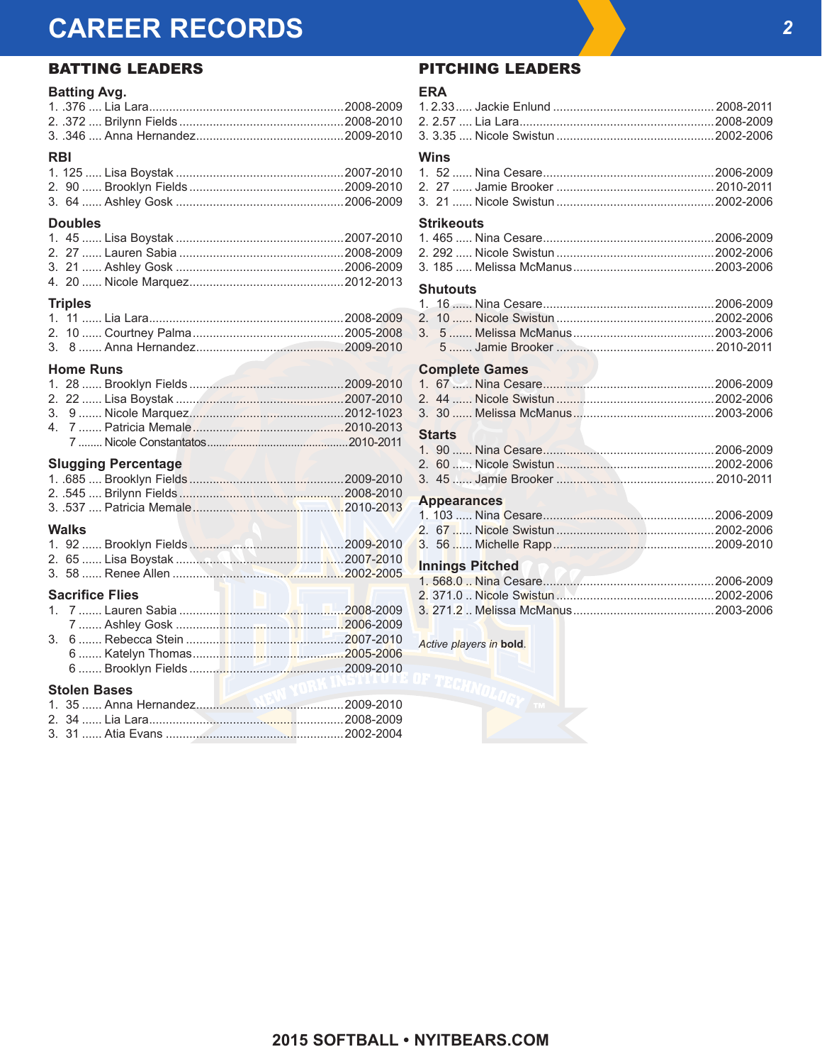# CAREER RECORDS

## BATTING LEADERS

### Batting Avg.
1. .376 .... Lia Lara .... 2008-2009
2. .372 .... Brilynn Fields .... 2008-2010
3. .346 .... Anna Hernandez .... 2009-2010

### RBI
1. 125 ..... Lisa Boystak .... 2007-2010
2. 90 ...... Brooklyn Fields .... 2009-2010
3. 64 ...... Ashley Gosk .... 2006-2009

### Doubles
1. 45 ...... Lisa Boystak .... 2007-2010
2. 27 ...... Lauren Sabia .... 2008-2009
3. 21 ...... Ashley Gosk .... 2006-2009
4. 20 ...... Nicole Marquez .... 2012-2013

### Triples
1. 11 ...... Lia Lara .... 2008-2009
2. 10 ...... Courtney Palma .... 2005-2008
3. 8 ....... Anna Hernandez .... 2009-2010

### Home Runs
1. 28 ...... Brooklyn Fields .... 2009-2010
2. 22 ...... Lisa Boystak .... 2007-2010
3. 9 ....... Nicole Marquez .... 2012-1023
4. 7 ....... Patricia Memale .... 2010-2013
   7 ....... Nicole Constantatos .... 2010-2011

### Slugging Percentage
1. .685 .... Brooklyn Fields .... 2009-2010
2. .545 .... Brilynn Fields .... 2008-2010
3. .537 .... Patricia Memale .... 2010-2013

### Walks
1. 92 ...... Brooklyn Fields .... 2009-2010
2. 65 ...... Lisa Boystak .... 2007-2010
3. 58 ...... Renee Allen .... 2002-2005

### Sacrifice Flies
1. 7 ....... Lauren Sabia .... 2008-2009
   7 ....... Ashley Gosk .... 2006-2009
3. 6 ....... Rebecca Stein .... 2007-2010
   6 ....... Katelyn Thomas .... 2005-2006
   6 ....... Brooklyn Fields .... 2009-2010

### Stolen Bases
1. 35 ...... Anna Hernandez .... 2009-2010
2. 34 ...... Lia Lara .... 2008-2009
3. 31 ...... Atia Evans .... 2002-2004

## PITCHING LEADERS

### ERA
1. 2.33 ..... Jackie Enlund .... 2008-2011
2. 2.57 .... Lia Lara .... 2008-2009
3. 3.35 .... Nicole Swistun .... 2002-2006

### Wins
1. 52 ...... Nina Cesare .... 2006-2009
2. 27 ...... Jamie Brooker .... 2010-2011
3. 21 ...... Nicole Swistun .... 2002-2006

### Strikeouts
1. 465 ..... Nina Cesare .... 2006-2009
2. 292 ..... Nicole Swistun .... 2002-2006
3. 185 ..... Melissa McManus .... 2003-2006

### Shutouts
1. 16 ...... Nina Cesare .... 2006-2009
2. 10 ...... Nicole Swistun .... 2002-2006
3. 5 ....... Melissa McManus .... 2003-2006
   5 ....... Jamie Brooker .... 2010-2011

### Complete Games
1. 67 ...... Nina Cesare .... 2006-2009
2. 44 ...... Nicole Swistun .... 2002-2006
3. 30 ...... Melissa McManus .... 2003-2006

### Starts
1. 90 ...... Nina Cesare .... 2006-2009
2. 60 ...... Nicole Swistun .... 2002-2006
3. 45 ...... Jamie Brooker .... 2010-2011

### Appearances
1. 103 ..... Nina Cesare .... 2006-2009
2. 67 ...... Nicole Swistun .... 2002-2006
3. 56 ...... Michelle Rapp .... 2009-2010

### Innings Pitched
1. 568.0 .. Nina Cesare .... 2006-2009
2. 371.0 .. Nicole Swistun .... 2002-2006
3. 271.2 .. Melissa McManus .... 2003-2006

*Active players in* **bold**.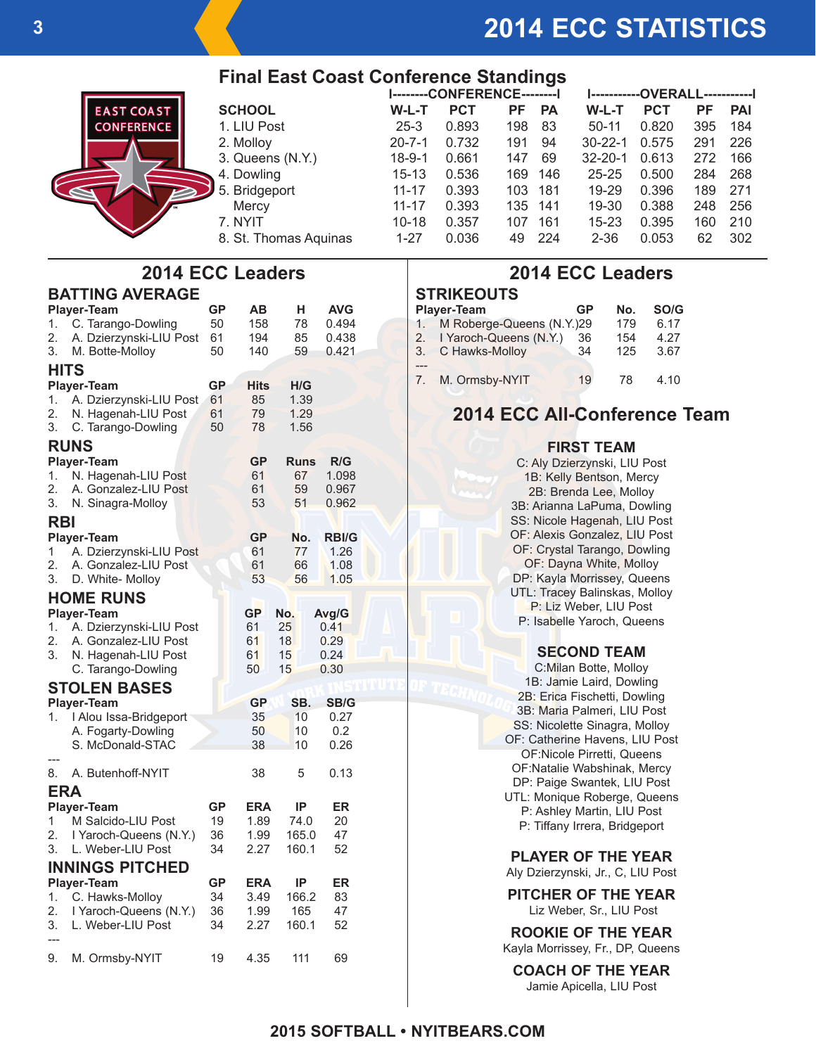# 2014 ECC STATISTICS

## Final East Coast Conference Standings

| SCHOOL | CONFERENCE W-L-T | PCT | PF | PA | OVERALL W-L-T | PCT | PF | PAI |
|---|---|---|---|---|---|---|---|---|
| 1. LIU Post | 25-3 | 0.893 | 198 | 83 | 50-11 | 0.820 | 395 | 184 |
| 2. Molloy | 20-7-1 | 0.732 | 191 | 94 | 30-22-1 | 0.575 | 291 | 226 |
| 3. Queens (N.Y.) | 18-9-1 | 0.661 | 147 | 69 | 32-20-1 | 0.613 | 272 | 166 |
| 4. Dowling | 15-13 | 0.536 | 169 | 146 | 25-25 | 0.500 | 284 | 268 |
| 5. Bridgeport | 11-17 | 0.393 | 103 | 181 | 19-29 | 0.396 | 189 | 271 |
| Mercy | 11-17 | 0.393 | 135 | 141 | 19-30 | 0.388 | 248 | 256 |
| 7. NYIT | 10-18 | 0.357 | 107 | 161 | 15-23 | 0.395 | 160 | 210 |
| 8. St. Thomas Aquinas | 1-27 | 0.036 | 49 | 224 | 2-36 | 0.053 | 62 | 302 |

## 2014 ECC Leaders

### BATTING AVERAGE

| Player-Team | GP | AB | H | AVG |
|---|---|---|---|---|
| 1. C. Tarango-Dowling | 50 | 158 | 78 | 0.494 |
| 2. A. Dzierzynski-LIU Post | 61 | 194 | 85 | 0.438 |
| 3. M. Botte-Molloy | 50 | 140 | 59 | 0.421 |

### HITS

| Player-Team | GP | Hits | H/G |
|---|---|---|---|
| 1. A. Dzierzynski-LIU Post | 61 | 85 | 1.39 |
| 2. N. Hagenah-LIU Post | 61 | 79 | 1.29 |
| 3. C. Tarango-Dowling | 50 | 78 | 1.56 |

### RUNS

| Player-Team | GP | Runs | R/G |
|---|---|---|---|
| 1. N. Hagenah-LIU Post | 61 | 67 | 1.098 |
| 2. A. Gonzalez-LIU Post | 61 | 59 | 0.967 |
| 3. N. Sinagra-Molloy | 53 | 51 | 0.962 |

### RBI

| Player-Team | GP | No. | RBI/G |
|---|---|---|---|
| 1 A. Dzierzynski-LIU Post | 61 | 77 | 1.26 |
| 2. A. Gonzalez-LIU Post | 61 | 66 | 1.08 |
| 3. D. White- Molloy | 53 | 56 | 1.05 |

### HOME RUNS

| Player-Team | GP | No. | Avg/G |
|---|---|---|---|
| 1. A. Dzierzynski-LIU Post | 61 | 25 | 0.41 |
| 2. A. Gonzalez-LIU Post | 61 | 18 | 0.29 |
| 3. N. Hagenah-LIU Post | 61 | 15 | 0.24 |
| C. Tarango-Dowling | 50 | 15 | 0.30 |

### STOLEN BASES

| Player-Team | GP | SB. | SB/G |
|---|---|---|---|
| 1. I Alou Issa-Bridgeport | 35 | 10 | 0.27 |
| A. Fogarty-Dowling | 50 | 10 | 0.2 |
| S. McDonald-STAC | 38 | 10 | 0.26 |
| --- | | | |
| 8. A. Butenhoff-NYIT | 38 | 5 | 0.13 |

### ERA

| Player-Team | GP | ERA | IP | ER |
|---|---|---|---|---|
| 1 M Salcido-LIU Post | 19 | 1.89 | 74.0 | 20 |
| 2. I Yaroch-Queens (N.Y.) | 36 | 1.99 | 165.0 | 47 |
| 3. L. Weber-LIU Post | 34 | 2.27 | 160.1 | 52 |

### INNINGS PITCHED

| Player-Team | GP | ERA | IP | ER |
|---|---|---|---|---|
| 1. C. Hawks-Molloy | 34 | 3.49 | 166.2 | 83 |
| 2. I Yaroch-Queens (N.Y.) | 36 | 1.99 | 165 | 47 |
| 3. L. Weber-LIU Post | 34 | 2.27 | 160.1 | 52 |
| --- | | | | |
| 9. M. Ormsby-NYIT | 19 | 4.35 | 111 | 69 |

## 2014 ECC Leaders

### STRIKEOUTS

| Player-Team | GP | No. | SO/G |
|---|---|---|---|
| 1. M Roberge-Queens (N.Y.) | 29 | 179 | 6.17 |
| 2. I Yaroch-Queens (N.Y.) | 36 | 154 | 4.27 |
| 3. C Hawks-Molloy | 34 | 125 | 3.67 |
| --- | | | |
| 7. M. Ormsby-NYIT | 19 | 78 | 4.10 |

## 2014 ECC All-Conference Team

### FIRST TEAM

C: Aly Dzierzynski, LIU Post
1B: Kelly Bentson, Mercy
2B: Brenda Lee, Molloy
3B: Arianna LaPuma, Dowling
SS: Nicole Hagenah, LIU Post
OF: Alexis Gonzalez, LIU Post
OF: Crystal Tarango, Dowling
OF: Dayna White, Molloy
DP: Kayla Morrissey, Queens
UTL: Tracey Balinskas, Molloy
P: Liz Weber, LIU Post
P: Isabelle Yaroch, Queens

### SECOND TEAM

C:Milan Botte, Molloy
1B: Jamie Laird, Dowling
2B: Erica Fischetti, Dowling
3B: Maria Palmeri, LIU Post
SS: Nicolette Sinagra, Molloy
OF: Catherine Havens, LIU Post
OF:Nicole Pirretti, Queens
OF:Natalie Wabshinak, Mercy
DP: Paige Swantek, LIU Post
UTL: Monique Roberge, Queens
P: Ashley Martin, LIU Post
P: Tiffany Irrera, Bridgeport

### PLAYER OF THE YEAR

Aly Dzierzynski, Jr., C, LIU Post

### PITCHER OF THE YEAR

Liz Weber, Sr., LIU Post

### ROOKIE OF THE YEAR

Kayla Morrissey, Fr., DP, Queens

### COACH OF THE YEAR

Jamie Apicella, LIU Post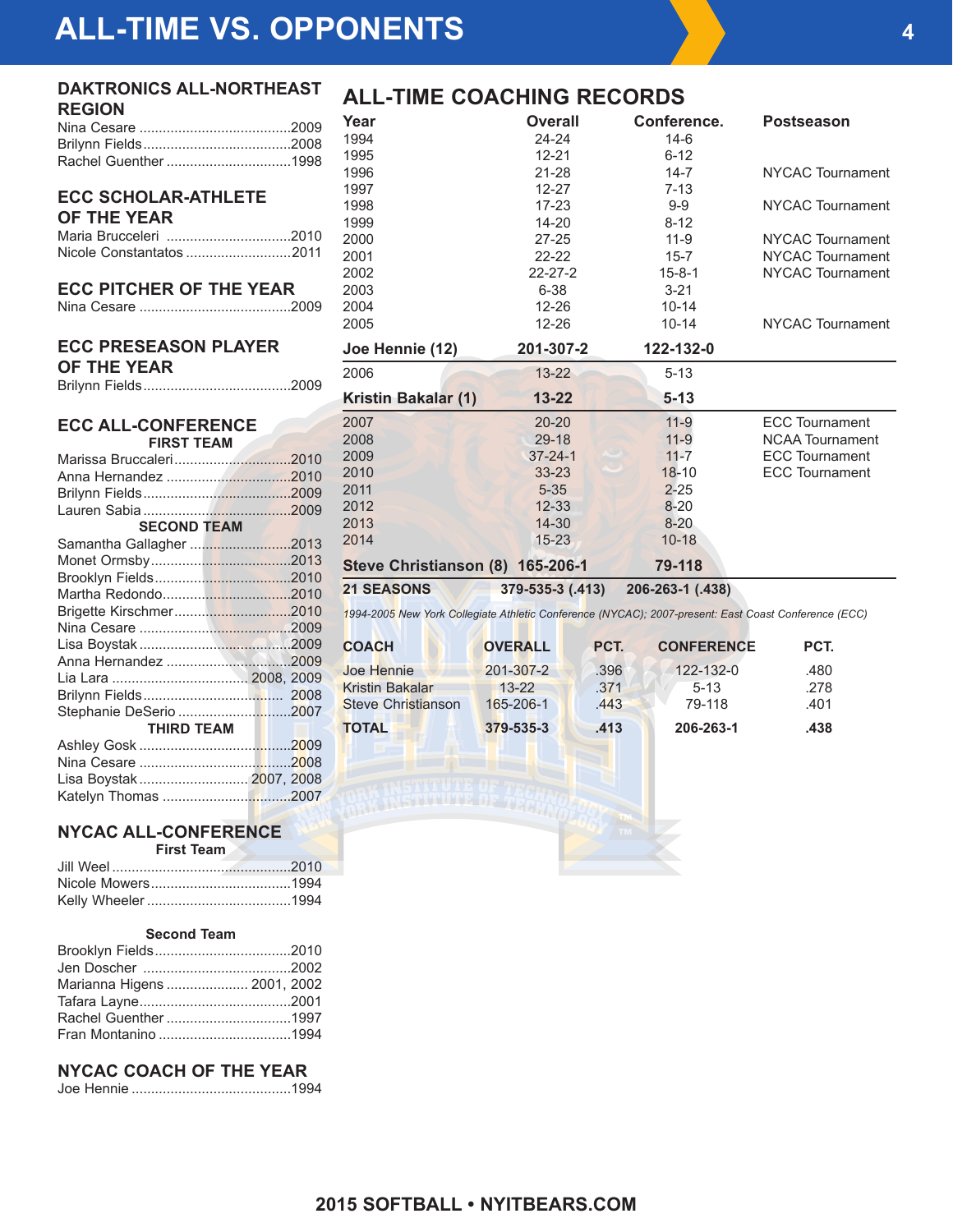# ALL-TIME VS. OPPONENTS

## DAKTRONICS ALL-NORTHEAST REGION

Nina Cesare ....................................2009
Brilynn Fields....................................2008
Rachel Guenther ...............................1998

## ECC SCHOLAR-ATHLETE OF THE YEAR

Maria Brucceleri ...............................2010
Nicole Constantatos ..........................2011

## ECC PITCHER OF THE YEAR

Nina Cesare ....................................2009

## ECC PRESEASON PLAYER OF THE YEAR

Brilynn Fields....................................2009

## ECC ALL-CONFERENCE

### FIRST TEAM

Marissa Bruccaleri.............................2010
Anna Hernandez ...............................2010
Brilynn Fields....................................2009
Lauren Sabia ....................................2009

### SECOND TEAM

Samantha Gallagher .........................2013
Monet Ormsby...................................2013
Brooklyn Fields..................................2010
Martha Redondo................................2010
Brigette Kirschmer.............................2010
Nina Cesare .....................................2009
Lisa Boystak .....................................2009
Anna Hernandez ...............................2009
Lia Lara .................................. 2008, 2009
Brilynn Fields.................................. 2008
Stephanie DeSerio ............................2007

### THIRD TEAM

Ashley Gosk ......................................2009
Nina Cesare ......................................2008
Lisa Boystak ........................... 2007, 2008
Katelyn Thomas ................................2007

## NYCAC ALL-CONFERENCE

### First Team

Jill Weel .............................................2010
Nicole Mowers...................................1994
Kelly Wheeler ....................................1994

### Second Team

Brooklyn Fields..................................2010
Jen Doscher .....................................2002
Marianna Higens .................... 2001, 2002
Tafara Layne......................................2001
Rachel Guenther ...............................1997
Fran Montanino .................................1994

## NYCAC COACH OF THE YEAR

Joe Hennie ........................................1994

## ALL-TIME COACHING RECORDS

| Year | Overall | Conference. | Postseason |
|---|---|---|---|
| 1994 | 24-24 | 14-6 | |
| 1995 | 12-21 | 6-12 | |
| 1996 | 21-28 | 14-7 | NYCAC Tournament |
| 1997 | 12-27 | 7-13 | |
| 1998 | 17-23 | 9-9 | NYCAC Tournament |
| 1999 | 14-20 | 8-12 | |
| 2000 | 27-25 | 11-9 | NYCAC Tournament |
| 2001 | 22-22 | 15-7 | NYCAC Tournament |
| 2002 | 22-27-2 | 15-8-1 | NYCAC Tournament |
| 2003 | 6-38 | 3-21 | |
| 2004 | 12-26 | 10-14 | |
| 2005 | 12-26 | 10-14 | NYCAC Tournament |
| **Joe Hennie (12)** | **201-307-2** | **122-132-0** | |
| 2006 | 13-22 | 5-13 | |
| **Kristin Bakalar (1)** | **13-22** | **5-13** | |
| 2007 | 20-20 | 11-9 | ECC Tournament |
| 2008 | 29-18 | 11-9 | NCAA Tournament |
| 2009 | 37-24-1 | 11-7 | ECC Tournament |
| 2010 | 33-23 | 18-10 | ECC Tournament |
| 2011 | 5-35 | 2-25 | |
| 2012 | 12-33 | 8-20 | |
| 2013 | 14-30 | 8-20 | |
| 2014 | 15-23 | 10-18 | |
| **Steve Christianson (8)** | **165-206-1** | **79-118** | |
| **21 SEASONS** | **379-535-3 (.413)** | **206-263-1 (.438)** | |

*1994-2005 New York Collegiate Athletic Conference (NYCAC); 2007-present: East Coast Conference (ECC)*

| COACH | OVERALL | PCT. | CONFERENCE | PCT. |
|---|---|---|---|---|
| Joe Hennie | 201-307-2 | .396 | 122-132-0 | .480 |
| Kristin Bakalar | 13-22 | .371 | 5-13 | .278 |
| Steve Christianson | 165-206-1 | .443 | 79-118 | .401 |
| **TOTAL** | **379-535-3** | **.413** | **206-263-1** | **.438** |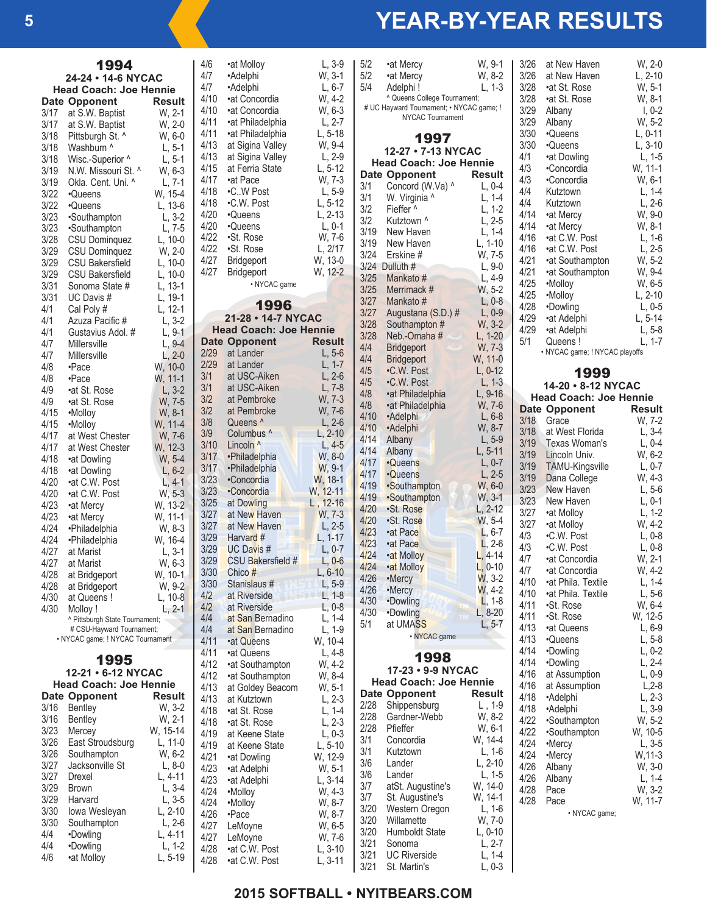# YEAR-BY-YEAR RESULTS

## 1994

**24-24 • 14-6 NYCAC**
**Head Coach: Joe Hennie**

| Date | Opponent | Result |
|---|---|---|
| 3/17 | at S.W. Baptist | W, 2-1 |
| 3/17 | at S.W. Baptist | W, 2-0 |
| 3/18 | Pittsburgh St. ^ | W, 6-0 |
| 3/18 | Washburn ^ | L, 5-1 |
| 3/18 | Wisc.-Superior ^ | L, 5-1 |
| 3/19 | N.W. Missouri St. ^ | W, 6-3 |
| 3/19 | Okla. Cent. Uni. ^ | L, 7-1 |
| 3/22 | •Queens | W, 15-4 |
| 3/22 | •Queens | L, 13-6 |
| 3/23 | •Southampton | L, 3-2 |
| 3/23 | •Southampton | L, 7-5 |
| 3/28 | CSU Dominquez | L, 10-0 |
| 3/29 | CSU Dominquez | W, 2-0 |
| 3/29 | CSU Bakersfield | L, 10-0 |
| 3/29 | CSU Bakersfield | L, 10-0 |
| 3/31 | Sonoma State # | L, 13-1 |
| 3/31 | UC Davis # | L, 19-1 |
| 4/1 | Cal Poly # | L, 12-1 |
| 4/1 | Azuza Pacific # | L, 3-2 |
| 4/1 | Gustavius Adol. # | L, 9-1 |
| 4/7 | Millersville | L, 9-4 |
| 4/7 | Millersville | L, 2-0 |
| 4/8 | •Pace | W, 10-0 |
| 4/8 | •Pace | W, 11-1 |
| 4/9 | •at St. Rose | L, 3-2 |
| 4/9 | •at St. Rose | W, 7-5 |
| 4/15 | •Molloy | W, 8-1 |
| 4/15 | •Molloy | W, 11-4 |
| 4/17 | at West Chester | W, 7-6 |
| 4/17 | at West Chester | W, 12-3 |
| 4/18 | •at Dowling | W, 5-4 |
| 4/18 | •at Dowling | L, 6-2 |
| 4/20 | •at C.W. Post | L, 4-1 |
| 4/20 | •at C.W. Post | W, 5-3 |
| 4/23 | •at Mercy | W, 13-2 |
| 4/23 | •at Mercy | W, 11-1 |
| 4/24 | •Philadelphia | W, 8-3 |
| 4/24 | •Philadelphia | W, 16-4 |
| 4/27 | at Marist | L, 3-1 |
| 4/27 | at Marist | W, 6-3 |
| 4/28 | at Bridgeport | W, 10-1 |
| 4/28 | at Bridgeport | W, 9-2 |
| 4/30 | at Queens ! | L, 10-8 |
| 4/30 | Molloy ! | L, 2-1 |

^ Pittsburgh State Tournament; # CSU-Hayward Tournament; • NYCAC game; ! NYCAC Tournament

## 1995

**12-21 • 6-12 NYCAC**
**Head Coach: Joe Hennie**

| Date | Opponent | Result |
|---|---|---|
| 3/16 | Bentley | W, 3-2 |
| 3/16 | Bentley | W, 2-1 |
| 3/23 | Mercey | W, 15-14 |
| 3/26 | East Stroudsburg | L, 11-0 |
| 3/26 | Southampton | W, 6-2 |
| 3/27 | Jacksonville St | L, 8-0 |
| 3/27 | Drexel | L, 4-11 |
| 3/29 | Brown | L, 3-4 |
| 3/29 | Harvard | L, 3-5 |
| 3/30 | Iowa Wesleyan | L, 2-10 |
| 3/30 | Southampton | L, 2-6 |
| 4/4 | •Dowling | L, 4-11 |
| 4/4 | •Dowling | L, 1-2 |
| 4/6 | •at Molloy | L, 5-19 |
| 4/6 | •at Molloy | L, 3-9 |
| 4/7 | •Adelphi | W, 3-1 |
| 4/7 | •Adelphi | L, 6-7 |
| 4/10 | •at Concordia | W, 4-2 |
| 4/10 | •at Concordia | W, 6-3 |
| 4/11 | •at Philadelphia | L, 2-7 |
| 4/11 | •at Philadelphia | L, 5-18 |
| 4/13 | at Sigina Valley | W, 9-4 |
| 4/13 | at Sigina Valley | L, 2-9 |
| 4/15 | at Ferria State | L, 5-12 |
| 4/17 | •at Pace | W, 7-3 |
| 4/18 | •C..W Post | L, 5-9 |
| 4/18 | •C.W. Post | L, 5-12 |
| 4/20 | •Queens | L, 2-13 |
| 4/20 | •Queens | L, 0-1 |
| 4/22 | •St. Rose | W, 7-6 |
| 4/22 | •St. Rose | L, 2/17 |
| 4/27 | Bridgeport | W, 13-0 |
| 4/27 | Bridgeport | W, 12-2 |

• NYCAC game

## 1996

**21-28 • 14-7 NYCAC**
**Head Coach: Joe Hennie**

| Date | Opponent | Result |
|---|---|---|
| 2/29 | at Lander | L, 5-6 |
| 2/29 | at Lander | L, 1-7 |
| 3/1 | at USC-Aiken | L, 2-6 |
| 3/1 | at USC-Aiken | L, 7-8 |
| 3/2 | at Pembroke | W, 7-3 |
| 3/2 | at Pembroke | W, 7-6 |
| 3/8 | Queens ^ | L, 2-6 |
| 3/9 | Columbus ^ | L, 2-10 |
| 3/10 | Lincoln ^ | L, 4-5 |
| 3/17 | •Philadelphia | W, 8-0 |
| 3/17 | •Philadelphia | W, 9-1 |
| 3/23 | •Concordia | W, 18-1 |
| 3/23 | •Concordia | W, 12-11 |
| 3/25 | at Dowling | L , 12-16 |
| 3/27 | at New Haven | W, 7-3 |
| 3/27 | at New Haven | L, 2-5 |
| 3/29 | Harvard # | L, 1-17 |
| 3/29 | UC Davis # | L, 0-7 |
| 3/29 | CSU Bakersfield # | L, 0-6 |
| 3/30 | Chico # | L, 6-10 |
| 3/30 | Stanislaus # | L, 5-9 |
| 4/2 | at Riverside | L, 1-8 |
| 4/2 | at Riverside | L, 0-8 |
| 4/4 | at San Bernadino | L, 1-4 |
| 4/4 | at San Bernadino | L, 1-9 |
| 4/11 | •at Queens | W, 10-4 |
| 4/11 | •at Queens | L, 4-8 |
| 4/12 | •at Southampton | W, 4-2 |
| 4/12 | •at Southampton | W, 8-4 |
| 4/13 | at Goldey Beacom | W, 5-1 |
| 4/13 | at Kutztown | L, 2-3 |
| 4/18 | •at St. Rose | L, 1-4 |
| 4/18 | •at St. Rose | L, 2-3 |
| 4/19 | at Keene State | L, 0-3 |
| 4/19 | at Keene State | L, 5-10 |
| 4/21 | •at Dowling | W, 12-9 |
| 4/23 | •at Adelphi | W, 5-1 |
| 4/23 | •at Adelphi | L, 3-14 |
| 4/24 | •Molloy | W, 4-3 |
| 4/24 | •Molloy | W, 8-7 |
| 4/26 | •Pace | W, 8-7 |
| 4/27 | LeMoyne | W, 6-5 |
| 4/27 | LeMoyne | W, 7-6 |
| 4/28 | •at C.W. Post | L, 3-10 |
| 4/28 | •at C.W. Post | L, 3-11 |
| 5/2 | •at Mercy | W, 9-1 |
| 5/2 | •at Mercy | W, 8-2 |
| 5/4 | Adelphi ! | L, 1-3 |

^ Queens College Tournament; # UC Hayward Tournament; • NYCAC game; ! NYCAC Tournament

## 1997

**12-27 • 7-13 NYCAC**
**Head Coach: Joe Hennie**

| Date | Opponent | Result |
|---|---|---|
| 3/1 | Concord (W.Va) ^ | L, 0-4 |
| 3/1 | W. Virginia ^ | L, 1-4 |
| 3/2 | Fieffer ^ | L, 1-2 |
| 3/2 | Kutztown ^ | L, 2-5 |
| 3/19 | New Haven | L, 1-4 |
| 3/19 | New Haven | L, 1-10 |
| 3/24 | Erskine # | W, 7-5 |
| 3/24 | Dulluth # | L, 9-0 |
| 3/25 | Mankato # | L, 4-9 |
| 3/25 | Merrimack # | W, 5-2 |
| 3/27 | Mankato # | L, 0-8 |
| 3/27 | Augustana (S.D.) # | L, 0-9 |
| 3/28 | Southampton # | W, 3-2 |
| 3/28 | Neb.-Omaha # | L, 1-20 |
| 4/4 | Bridgeport | W, 7-3 |
| 4/4 | Bridgeport | W, 11-0 |
| 4/5 | •C.W. Post | L, 0-12 |
| 4/5 | •C.W. Post | L, 1-3 |
| 4/8 | •at Philadelphia | L, 9-16 |
| 4/8 | •at Philadelphia | W, 7-6 |
| 4/10 | •Adelphi | L, 6-8 |
| 4/10 | •Adelphi | W, 8-7 |
| 4/14 | Albany | L, 5-9 |
| 4/14 | Albany | L, 5-11 |
| 4/17 | •Queens | L, 0-7 |
| 4/17 | •Queens | L, 2-5 |
| 4/19 | •Southampton | W, 6-0 |
| 4/19 | •Southampton | W, 3-1 |
| 4/20 | •St. Rose | L, 2-12 |
| 4/20 | •St. Rose | W, 5-4 |
| 4/23 | •at Pace | L, 6-7 |
| 4/23 | •at Pace | L, 2-6 |
| 4/24 | •at Molloy | L, 4-14 |
| 4/24 | •at Molloy | L, 0-10 |
| 4/26 | •Mercy | W, 3-2 |
| 4/26 | •Mercy | W, 4-2 |
| 4/30 | •Dowling | L, 1-8 |
| 4/30 | •Dowling | L, 8-20 |
| 5/1 | at UMASS | L, 5-7 |

• NYCAC game

## 1998

**17-23 • 9-9 NYCAC**
**Head Coach: Joe Hennie**

| Date | Opponent | Result |
|---|---|---|
| 2/28 | Shippensburg | L , 1-9 |
| 2/28 | Gardner-Webb | W, 8-2 |
| 2/28 | Pfieffer | W, 6-1 |
| 3/1 | Concordia | W, 14-4 |
| 3/1 | Kutztown | L, 1-6 |
| 3/6 | Lander | L, 2-10 |
| 3/6 | Lander | L, 1-5 |
| 3/7 | atSt. Augustine's | W, 14-0 |
| 3/7 | St. Augustine's | W, 14-1 |
| 3/20 | Western Oregon | L, 1-6 |
| 3/20 | Willamette | W, 7-0 |
| 3/20 | Humboldt State | L, 0-10 |
| 3/21 | Sonoma | L, 2-7 |
| 3/21 | UC Riverside | L, 1-4 |
| 3/21 | St. Martin's | L, 0-3 |
| 3/26 | at New Haven | W, 2-0 |
| 3/26 | at New Haven | L, 2-10 |
| 3/28 | •at St. Rose | W, 5-1 |
| 3/28 | •at St. Rose | W, 8-1 |
| 3/29 | Albany | l, 0-2 |
| 3/29 | Albany | W, 5-2 |
| 3/30 | •Queens | L, 0-11 |
| 3/30 | •Queens | L, 3-10 |
| 4/1 | •at Dowling | L, 1-5 |
| 4/3 | •Concordia | W, 11-1 |
| 4/3 | •Concordia | W, 6-1 |
| 4/4 | Kutztown | L, 1-4 |
| 4/4 | Kutztown | L, 2-6 |
| 4/14 | •at Mercy | W, 9-0 |
| 4/14 | •at Mercy | W, 8-1 |
| 4/16 | •at C.W. Post | L, 1-6 |
| 4/16 | •at C.W. Post | L, 2-5 |
| 4/21 | •at Southampton | W, 5-2 |
| 4/21 | •at Southampton | W, 9-4 |
| 4/25 | •Molloy | W, 6-5 |
| 4/25 | •Molloy | L, 2-10 |
| 4/28 | •Dowling | L, 0-5 |
| 4/29 | •at Adelphi | L, 5-14 |
| 4/29 | •at Adelphi | L, 5-8 |
| 5/1 | Queens ! | L, 1-7 |

• NYCAC game; ! NYCAC playoffs

## 1999

**14-20 • 8-12 NYCAC**
**Head Coach: Joe Hennie**

| Date | Opponent | Result |
|---|---|---|
| 3/18 | Grace | W, 7-2 |
| 3/18 | at West Florida | L, 3-4 |
| 3/19 | Texas Woman's | L, 0-4 |
| 3/19 | Lincoln Univ. | W, 6-2 |
| 3/19 | TAMU-Kingsville | L, 0-7 |
| 3/19 | Dana College | W, 4-3 |
| 3/23 | New Haven | L, 5-6 |
| 3/23 | New Haven | L, 0-1 |
| 3/27 | •at Molloy | L, 1-2 |
| 3/27 | •at Molloy | W, 4-2 |
| 4/3 | •C.W. Post | L, 0-8 |
| 4/3 | •C.W. Post | L, 0-8 |
| 4/7 | •at Concordia | W, 2-1 |
| 4/7 | •at Concordia | W, 4-2 |
| 4/10 | •at Phila. Textile | L, 1-4 |
| 4/10 | •at Phila. Textile | L, 5-6 |
| 4/11 | •St. Rose | W, 6-4 |
| 4/11 | •St. Rose | W, 12-5 |
| 4/13 | •at Queens | L, 6-9 |
| 4/13 | •Queens | L, 5-8 |
| 4/14 | •Dowling | L, 0-2 |
| 4/14 | •Dowling | L, 2-4 |
| 4/16 | at Assumption | L, 0-9 |
| 4/16 | at Assumption | L,2-8 |
| 4/18 | •Adelphi | L, 2-3 |
| 4/18 | •Adelphi | L, 3-9 |
| 4/22 | •Southampton | W, 5-2 |
| 4/22 | •Southampton | W, 10-5 |
| 4/24 | •Mercy | L, 3-5 |
| 4/24 | •Mercy | W,11-3 |
| 4/26 | Albany | W, 3-0 |
| 4/26 | Albany | L, 1-4 |
| 4/28 | Pace | W, 3-2 |
| 4/28 | Pace | W, 11-7 |

• NYCAC game;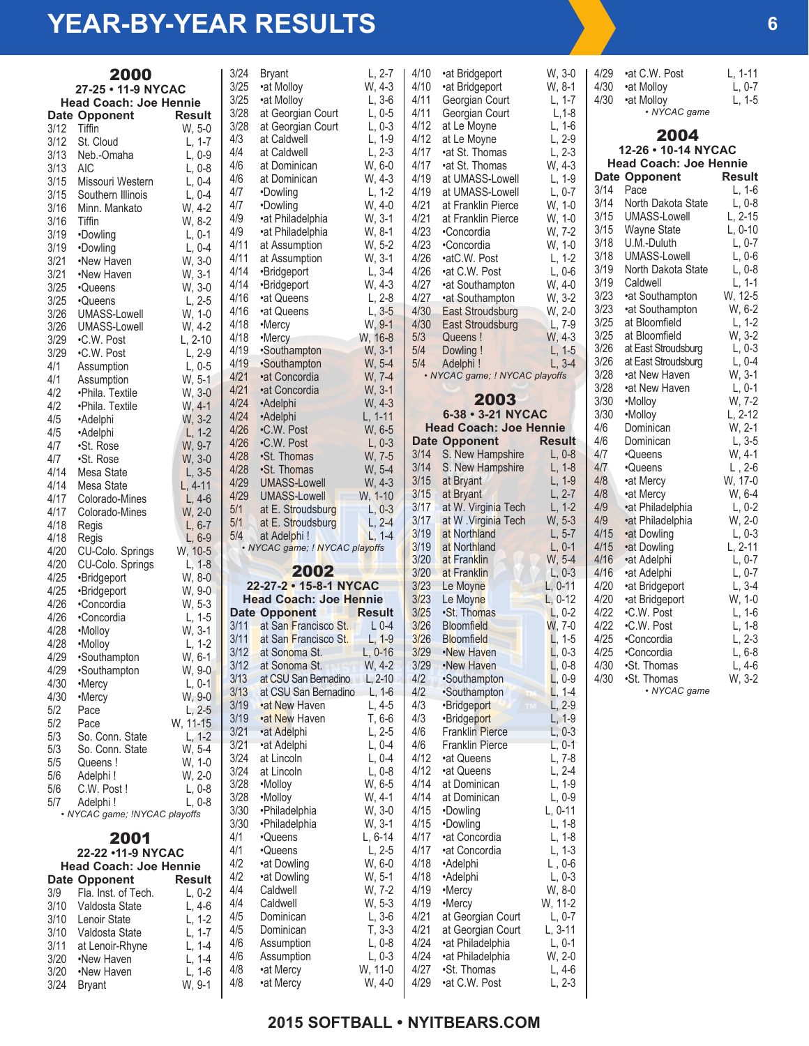# YEAR-BY-YEAR RESULTS

## 2000

**27-25 • 11-9 NYCAC**
**Head Coach: Joe Hennie**

| Date | Opponent | Result |
|---|---|---|
| 3/12 | Tiffin | W, 5-0 |
| 3/12 | St. Cloud | L, 1-7 |
| 3/13 | Neb.-Omaha | L, 0-9 |
| 3/13 | AIC | L, 0-8 |
| 3/15 | Missouri Western | L, 0-4 |
| 3/15 | Southern Illinois | L, 0-4 |
| 3/16 | Minn. Mankato | W, 4-2 |
| 3/16 | Tiffin | W, 8-2 |
| 3/19 | •Dowling | L, 0-1 |
| 3/19 | •Dowling | L, 0-4 |
| 3/21 | •New Haven | W, 3-0 |
| 3/21 | •New Haven | W, 3-1 |
| 3/25 | •Queens | W, 3-0 |
| 3/25 | •Queens | L, 2-5 |
| 3/26 | UMASS-Lowell | W, 1-0 |
| 3/26 | UMASS-Lowell | W, 4-2 |
| 3/29 | •C.W. Post | L, 2-10 |
| 3/29 | •C.W. Post | L, 2-9 |
| 4/1 | Assumption | L, 0-5 |
| 4/1 | Assumption | W, 5-1 |
| 4/2 | •Phila. Textile | W, 3-0 |
| 4/2 | •Phila. Textile | W, 4-1 |
| 4/5 | •Adelphi | W, 3-2 |
| 4/5 | •Adelphi | L, 1-2 |
| 4/7 | •St. Rose | W, 9-7 |
| 4/7 | •St. Rose | W, 3-0 |
| 4/14 | Mesa State | L, 3-5 |
| 4/14 | Mesa State | L, 4-11 |
| 4/17 | Colorado-Mines | L, 4-6 |
| 4/17 | Colorado-Mines | W, 2-0 |
| 4/18 | Regis | L, 6-7 |
| 4/18 | Regis | L, 6-9 |
| 4/20 | CU-Colo. Springs | W, 10-5 |
| 4/20 | CU-Colo. Springs | L, 1-8 |
| 4/25 | •Bridgeport | W, 8-0 |
| 4/25 | •Bridgeport | W, 9-0 |
| 4/26 | •Concordia | W, 5-3 |
| 4/26 | •Concordia | L, 1-5 |
| 4/28 | •Molloy | W, 3-1 |
| 4/28 | •Molloy | L, 1-2 |
| 4/29 | •Southampton | W, 6-1 |
| 4/29 | •Southampton | W, 9-0 |
| 4/30 | •Mercy | L, 0-1 |
| 4/30 | •Mercy | W, 9-0 |
| 5/2 | Pace | L, 2-5 |
| 5/2 | Pace | W, 11-15 |
| 5/3 | So. Conn. State | L, 1-2 |
| 5/3 | So. Conn. State | W, 5-4 |
| 5/5 | Queens ! | W, 1-0 |
| 5/6 | Adelphi ! | W, 2-0 |
| 5/6 | C.W. Post ! | L, 0-8 |
| 5/7 | Adelphi ! | L, 0-8 |

• NYCAC game; !NYCAC playoffs

## 2001

**22-22 •11-9 NYCAC**
**Head Coach: Joe Hennie**

| Date | Opponent | Result |
|---|---|---|
| 3/9 | Fla. Inst. of Tech. | L, 0-2 |
| 3/10 | Valdosta State | L, 4-6 |
| 3/10 | Lenoir State | L, 1-2 |
| 3/10 | Valdosta State | L, 1-7 |
| 3/11 | at Lenoir-Rhyne | L, 1-4 |
| 3/20 | •New Haven | L, 1-4 |
| 3/20 | •New Haven | L, 1-6 |
| 3/24 | Bryant | W, 9-1 |
| 3/24 | Bryant | L, 2-7 |
| 3/25 | •at Molloy | W, 4-3 |
| 3/25 | •at Molloy | L, 3-6 |
| 3/28 | at Georgian Court | L, 0-5 |
| 3/28 | at Georgian Court | L, 0-3 |
| 4/3 | at Caldwell | L, 1-9 |
| 4/4 | at Caldwell | L, 2-3 |
| 4/6 | at Dominican | W, 6-0 |
| 4/6 | at Dominican | W, 4-3 |
| 4/7 | •Dowling | L, 1-2 |
| 4/7 | •Dowling | W, 4-0 |
| 4/9 | •at Philadelphia | W, 3-1 |
| 4/9 | •at Philadelphia | W, 8-1 |
| 4/11 | at Assumption | W, 5-2 |
| 4/11 | at Assumption | W, 3-1 |
| 4/14 | •Bridgeport | L, 3-4 |
| 4/14 | •Bridgeport | W, 4-3 |
| 4/16 | •at Queens | L, 2-8 |
| 4/16 | •at Queens | L, 3-5 |
| 4/18 | •Mercy | W, 9-1 |
| 4/18 | •Mercy | W, 16-8 |
| 4/19 | •Southampton | W, 3-1 |
| 4/19 | •Southampton | W, 5-4 |
| 4/21 | •at Concordia | W, 7-4 |
| 4/21 | •at Concordia | W, 3-1 |
| 4/24 | •Adelphi | W, 4-3 |
| 4/24 | •Adelphi | L, 1-11 |
| 4/26 | •C.W. Post | W, 6-5 |
| 4/26 | •C.W. Post | L, 0-3 |
| 4/28 | •St. Thomas | W, 7-5 |
| 4/28 | •St. Thomas | W, 5-4 |
| 4/29 | UMASS-Lowell | W, 4-3 |
| 4/29 | UMASS-Lowell | W, 1-10 |
| 5/1 | at E. Stroudsburg | L, 0-3 |
| 5/1 | at E. Stroudsburg | L, 2-4 |
| 5/4 | at Adelphi ! | L, 1-4 |

• NYCAC game; ! NYCAC playoffs

## 2002

**22-27-2 • 15-8-1 NYCAC**
**Head Coach: Joe Hennie**

| Date | Opponent | Result |
|---|---|---|
| 3/11 | at San Francisco St. | L 0-4 |
| 3/11 | at San Francisco St. | L, 1-9 |
| 3/12 | at Sonoma St. | L, 0-16 |
| 3/12 | at Sonoma St. | W, 4-2 |
| 3/13 | at CSU San Bernadino | L, 2-10 |
| 3/13 | at CSU San Bernadino | L, 1-6 |
| 3/19 | •at New Haven | L, 4-5 |
| 3/19 | •at New Haven | T, 6-6 |
| 3/21 | •at Adelphi | L, 2-5 |
| 3/21 | •at Adelphi | L, 0-4 |
| 3/24 | at Lincoln | L, 0-4 |
| 3/24 | at Lincoln | L, 0-8 |
| 3/28 | •Molloy | W, 6-5 |
| 3/28 | •Molloy | W, 4-1 |
| 3/30 | •Philadelphia | W, 3-0 |
| 3/30 | •Philadelphia | W, 3-1 |
| 4/1 | •Queens | L, 6-14 |
| 4/1 | •Queens | L, 2-5 |
| 4/2 | •at Dowling | W, 6-0 |
| 4/2 | •at Dowling | W, 5-1 |
| 4/4 | Caldwell | W, 7-2 |
| 4/4 | Caldwell | W, 5-3 |
| 4/5 | Dominican | L, 3-6 |
| 4/5 | Dominican | T, 3-3 |
| 4/6 | Assumption | L, 0-8 |
| 4/6 | Assumption | L, 0-3 |
| 4/8 | •at Mercy | W, 11-0 |
| 4/8 | •at Mercy | W, 4-0 |
| 4/10 | •at Bridgeport | W, 3-0 |
| 4/10 | •at Bridgeport | W, 8-1 |
| 4/11 | Georgian Court | L, 1-7 |
| 4/11 | Georgian Court | L,1-8 |
| 4/12 | at Le Moyne | L, 1-6 |
| 4/12 | at Le Moyne | L, 2-9 |
| 4/17 | •at St. Thomas | L, 2-3 |
| 4/17 | •at St. Thomas | W, 4-3 |
| 4/19 | at UMASS-Lowell | L, 1-9 |
| 4/19 | at UMASS-Lowell | L, 0-7 |
| 4/21 | at Franklin Pierce | W, 1-0 |
| 4/21 | at Franklin Pierce | W, 1-0 |
| 4/23 | •Concordia | W, 7-2 |
| 4/23 | •Concordia | W, 1-0 |
| 4/26 | •atC.W. Post | L, 1-2 |
| 4/26 | •at C.W. Post | L, 0-6 |
| 4/27 | •at Southampton | W, 4-0 |
| 4/27 | •at Southampton | W, 3-2 |
| 4/30 | East Stroudsburg | W, 2-0 |
| 4/30 | East Stroudsburg | L, 7-9 |
| 5/3 | Queens ! | W, 4-3 |
| 5/4 | Dowling ! | L, 1-5 |
| 5/4 | Adelphi ! | L, 3-4 |

• NYCAC game; ! NYCAC playoffs

## 2003

**6-38 • 3-21 NYCAC**
**Head Coach: Joe Hennie**

| Date | Opponent | Result |
|---|---|---|
| 3/14 | S. New Hampshire | L, 0-8 |
| 3/14 | S. New Hampshire | L, 1-8 |
| 3/15 | at Bryant | L, 1-9 |
| 3/15 | at Bryant | L, 2-7 |
| 3/17 | at W. Virginia Tech | L, 1-2 |
| 3/17 | at W .Virginia Tech | W, 5-3 |
| 3/19 | at Northland | L, 5-7 |
| 3/19 | at Northland | L, 0-1 |
| 3/20 | at Franklin | W, 5-4 |
| 3/20 | at Franklin | L, 0-3 |
| 3/23 | Le Moyne | L, 0-11 |
| 3/23 | Le Moyne | L, 0-12 |
| 3/25 | •St. Thomas | L, 0-2 |
| 3/26 | Bloomfield | W, 7-0 |
| 3/26 | Bloomfield | L, 1-5 |
| 3/29 | •New Haven | L, 0-3 |
| 3/29 | •New Haven | L, 0-8 |
| 4/2 | •Southampton | L, 0-9 |
| 4/2 | •Southampton | L, 1-4 |
| 4/3 | •Bridgeport | L, 2-9 |
| 4/3 | •Bridgeport | L, 1-9 |
| 4/6 | Franklin Pierce | L, 0-3 |
| 4/6 | Franklin Pierce | L, 0-1 |
| 4/12 | •at Queens | L, 7-8 |
| 4/12 | •at Queens | L, 2-4 |
| 4/14 | at Dominican | L, 1-9 |
| 4/14 | at Dominican | L, 0-9 |
| 4/15 | •Dowling | L, 0-11 |
| 4/15 | •Dowling | L, 1-8 |
| 4/17 | •at Concordia | L, 1-8 |
| 4/17 | •at Concordia | L, 1-3 |
| 4/18 | •Adelphi | L , 0-6 |
| 4/18 | •Adelphi | L, 0-3 |
| 4/19 | •Mercy | W, 8-0 |
| 4/19 | •Mercy | W, 11-2 |
| 4/21 | at Georgian Court | L, 0-7 |
| 4/21 | at Georgian Court | L, 3-11 |
| 4/24 | •at Philadelphia | L, 0-1 |
| 4/24 | •at Philadelphia | W, 2-0 |
| 4/27 | •St. Thomas | L, 4-6 |
| 4/29 | •at C.W. Post | L, 2-3 |
| 4/29 | •at C.W. Post | L, 1-11 |
| 4/30 | •at Molloy | L, 0-7 |
| 4/30 | •at Molloy | L, 1-5 |

• NYCAC game

## 2004

**12-26 • 10-14 NYCAC**
**Head Coach: Joe Hennie**

| Date | Opponent | Result |
|---|---|---|
| 3/14 | Pace | L, 1-6 |
| 3/14 | North Dakota State | L, 0-8 |
| 3/15 | UMASS-Lowell | L, 2-15 |
| 3/15 | Wayne State | L, 0-10 |
| 3/18 | U.M.-Duluth | L, 0-7 |
| 3/18 | UMASS-Lowell | L, 0-6 |
| 3/19 | North Dakota State | L, 0-8 |
| 3/19 | Caldwell | L, 1-1 |
| 3/23 | •at Southampton | W, 12-5 |
| 3/23 | •at Southampton | W, 6-2 |
| 3/25 | at Bloomfield | L, 1-2 |
| 3/25 | at Bloomfield | W, 3-2 |
| 3/26 | at East Stroudsburg | L, 0-3 |
| 3/26 | at East Stroudsburg | L, 0-4 |
| 3/28 | •at New Haven | W, 3-1 |
| 3/28 | •at New Haven | L, 0-1 |
| 3/30 | •Molloy | W, 7-2 |
| 3/30 | •Molloy | L, 2-12 |
| 4/6 | Dominican | W, 2-1 |
| 4/6 | Dominican | L, 3-5 |
| 4/7 | •Queens | W, 4-1 |
| 4/7 | •Queens | L , 2-6 |
| 4/8 | •at Mercy | W, 17-0 |
| 4/8 | •at Mercy | W, 6-4 |
| 4/9 | •at Philadelphia | L, 0-2 |
| 4/9 | •at Philadelphia | W, 2-0 |
| 4/15 | •at Dowling | L, 0-3 |
| 4/15 | •at Dowling | L, 2-11 |
| 4/16 | •at Adelphi | L, 0-7 |
| 4/16 | •at Adelphi | L, 0-7 |
| 4/20 | •at Bridgeport | L, 3-4 |
| 4/20 | •at Bridgeport | W, 1-0 |
| 4/22 | •C.W. Post | L, 1-6 |
| 4/22 | •C.W. Post | L, 1-8 |
| 4/25 | •Concordia | L, 2-3 |
| 4/25 | •Concordia | L, 6-8 |
| 4/30 | •St. Thomas | L, 4-6 |
| 4/30 | •St. Thomas | W, 3-2 |

• NYCAC game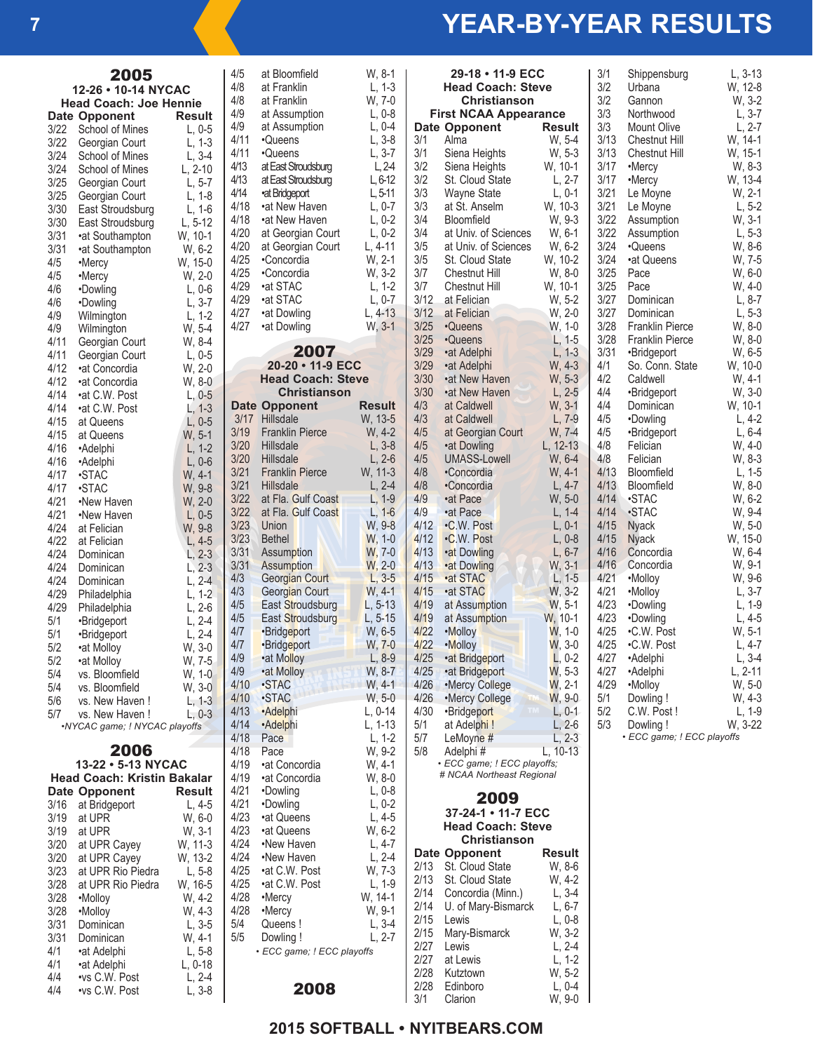# YEAR-BY-YEAR RESULTS

## 2005

**12-26 • 10-14 NYCAC**
**Head Coach: Joe Hennie**

| Date | Opponent | Result |
|---|---|---|
| 3/22 | School of Mines | L, 0-5 |
| 3/22 | Georgian Court | L, 1-3 |
| 3/24 | School of Mines | L, 3-4 |
| 3/24 | School of Mines | L, 2-10 |
| 3/25 | Georgian Court | L, 5-7 |
| 3/25 | Georgian Court | L, 1-8 |
| 3/30 | East Stroudsburg | L, 1-6 |
| 3/30 | East Stroudsburg | L, 5-12 |
| 3/31 | •at Southampton | W, 10-1 |
| 3/31 | •at Southampton | W, 6-2 |
| 4/5 | •Mercy | W, 15-0 |
| 4/5 | •Mercy | W, 2-0 |
| 4/6 | •Dowling | L, 0-6 |
| 4/6 | •Dowling | L, 3-7 |
| 4/9 | Wilmington | L, 1-2 |
| 4/9 | Wilmington | W, 5-4 |
| 4/11 | Georgian Court | W, 8-4 |
| 4/11 | Georgian Court | L, 0-5 |
| 4/12 | •at Concordia | W, 2-0 |
| 4/12 | •at Concordia | W, 8-0 |
| 4/14 | •at C.W. Post | L, 0-5 |
| 4/14 | •at C.W. Post | L, 1-3 |
| 4/15 | at Queens | L, 0-5 |
| 4/15 | at Queens | W, 5-1 |
| 4/16 | •Adelphi | L, 1-2 |
| 4/16 | •Adelphi | L, 0-6 |
| 4/17 | •STAC | W, 4-1 |
| 4/17 | •STAC | W, 9-8 |
| 4/21 | •New Haven | W, 2-0 |
| 4/21 | •New Haven | L, 0-5 |
| 4/24 | at Felician | W, 9-8 |
| 4/22 | at Felician | L, 4-5 |
| 4/24 | Dominican | L, 2-3 |
| 4/24 | Dominican | L, 2-3 |
| 4/24 | Dominican | L, 2-4 |
| 4/29 | Philadelphia | L, 1-2 |
| 4/29 | Philadelphia | L, 2-6 |
| 5/1 | •Bridgeport | L, 2-4 |
| 5/1 | •Bridgeport | L, 2-4 |
| 5/2 | •at Molloy | W, 3-0 |
| 5/2 | •at Molloy | W, 7-5 |
| 5/4 | vs. Bloomfield | W, 1-0 |
| 5/4 | vs. Bloomfield | W, 3-0 |
| 5/6 | vs. New Haven ! | L, 1-3 |
| 5/7 | vs. New Haven ! | L, 0-3 |

*•NYCAC game; ! NYCAC playoffs*

## 2006

**13-22 • 5-13 NYCAC**
**Head Coach: Kristin Bakalar**

| Date | Opponent | Result |
|---|---|---|
| 3/16 | at Bridgeport | L, 4-5 |
| 3/19 | at UPR | W, 6-0 |
| 3/19 | at UPR | W, 3-1 |
| 3/20 | at UPR Cayey | W, 11-3 |
| 3/20 | at UPR Cayey | W, 13-2 |
| 3/23 | at UPR Rio Piedra | L, 5-8 |
| 3/28 | at UPR Rio Piedra | W, 16-5 |
| 3/28 | •Molloy | W, 4-2 |
| 3/28 | •Molloy | W, 4-3 |
| 3/31 | Dominican | L, 3-5 |
| 3/31 | Dominican | W, 4-1 |
| 4/1 | •at Adelphi | L, 5-8 |
| 4/1 | •at Adelphi | L, 0-18 |
| 4/4 | •vs C.W. Post | L, 2-4 |
| 4/4 | •vs C.W. Post | L, 3-8 |
| 4/5 | at Bloomfield | W, 8-1 |
| 4/8 | at Franklin | L, 1-3 |
| 4/8 | at Franklin | W, 7-0 |
| 4/9 | at Assumption | L, 0-8 |
| 4/9 | at Assumption | L, 0-4 |
| 4/11 | •Queens | L, 3-8 |
| 4/11 | •Queens | L, 3-7 |
| 4/13 | at East Stroudsburg | L, 2-4 |
| 4/13 | at East Stroudsburg | L, 6-12 |
| 4/14 | •at Bridgeport | L, 5-11 |
| 4/18 | •at New Haven | L, 0-7 |
| 4/18 | •at New Haven | L, 0-2 |
| 4/20 | at Georgian Court | L, 0-2 |
| 4/20 | at Georgian Court | L, 4-11 |
| 4/25 | •Concordia | W, 2-1 |
| 4/25 | •Concordia | W, 3-2 |
| 4/29 | •at STAC | L, 1-2 |
| 4/29 | •at STAC | L, 0-7 |
| 4/27 | •at Dowling | L, 4-13 |
| 4/27 | •at Dowling | W, 3-1 |

## 2007

**20-20 • 11-9 ECC**
**Head Coach: Steve Christianson**

| Date | Opponent | Result |
|---|---|---|
| 3/17 | Hillsdale | W, 13-5 |
| 3/19 | Franklin Pierce | W, 4-2 |
| 3/20 | Hillsdale | L, 3-8 |
| 3/20 | Hillsdale | L, 2-6 |
| 3/21 | Franklin Pierce | W, 11-3 |
| 3/21 | Hillsdale | L, 2-4 |
| 3/22 | at Fla. Gulf Coast | L, 1-9 |
| 3/22 | at Fla. Gulf Coast | L, 1-6 |
| 3/23 | Union | W, 9-8 |
| 3/23 | Bethel | W, 1-0 |
| 3/31 | Assumption | W, 7-0 |
| 3/31 | Assumption | W, 2-0 |
| 4/3 | Georgian Court | L, 3-5 |
| 4/3 | Georgian Court | W, 4-1 |
| 4/5 | East Stroudsburg | L, 5-13 |
| 4/5 | East Stroudsburg | L, 5-15 |
| 4/7 | •Bridgeport | W, 6-5 |
| 4/7 | •Bridgeport | W, 7-0 |
| 4/9 | •at Molloy | L, 8-9 |
| 4/9 | •at Molloy | W, 8-7 |
| 4/10 | •STAC | W, 4-1 |
| 4/10 | •STAC | W, 5-0 |
| 4/13 | •Adelphi | L, 0-14 |
| 4/14 | •Adelphi | L, 1-13 |
| 4/18 | Pace | L, 1-2 |
| 4/18 | Pace | W, 9-2 |
| 4/19 | •at Concordia | W, 4-1 |
| 4/19 | •at Concordia | W, 8-0 |
| 4/21 | •Dowling | L, 0-8 |
| 4/21 | •Dowling | L, 0-2 |
| 4/23 | •at Queens | L, 4-5 |
| 4/23 | •at Queens | W, 6-2 |
| 4/24 | •New Haven | L, 4-7 |
| 4/24 | •New Haven | L, 2-4 |
| 4/25 | •at C.W. Post | W, 7-3 |
| 4/25 | •at C.W. Post | L, 1-9 |
| 4/28 | •Mercy | W, 14-1 |
| 4/28 | •Mercy | W, 9-1 |
| 5/4 | Queens ! | L, 3-4 |
| 5/5 | Dowling ! | L, 2-7 |

*• ECC game; ! ECC playoffs*

## 2008

**29-18 • 11-9 ECC**
**Head Coach: Steve Christianson**
**First NCAA Appearance**

| Date | Opponent | Result |
|---|---|---|
| 3/1 | Alma | W, 5-4 |
| 3/1 | Siena Heights | W, 5-3 |
| 3/2 | Siena Heights | W, 10-1 |
| 3/2 | St. Cloud State | L, 2-7 |
| 3/3 | Wayne State | L, 0-1 |
| 3/3 | at St. Anselm | W, 10-3 |
| 3/4 | Bloomfield | W, 9-3 |
| 3/4 | at Univ. of Sciences | W, 6-1 |
| 3/5 | at Univ. of Sciences | W, 6-2 |
| 3/5 | St. Cloud State | W, 10-2 |
| 3/7 | Chestnut Hill | W, 8-0 |
| 3/7 | Chestnut Hill | W, 10-1 |
| 3/12 | at Felician | W, 5-2 |
| 3/12 | at Felician | W, 2-0 |
| 3/25 | •Queens | W, 1-0 |
| 3/25 | •Queens | L, 1-5 |
| 3/29 | •at Adelphi | L, 1-3 |
| 3/29 | •at Adelphi | W, 4-3 |
| 3/30 | •at New Haven | W, 5-3 |
| 3/30 | •at New Haven | L, 2-5 |
| 4/3 | at Caldwell | W, 3-1 |
| 4/3 | at Caldwell | L, 7-9 |
| 4/5 | at Georgian Court | W, 7-4 |
| 4/5 | •at Dowling | L, 12-13 |
| 4/5 | UMASS-Lowell | W, 6-4 |
| 4/8 | •Concordia | W, 4-1 |
| 4/8 | •Concordia | L, 4-7 |
| 4/9 | •at Pace | W, 5-0 |
| 4/9 | •at Pace | L, 1-4 |
| 4/12 | •C.W. Post | L, 0-1 |
| 4/12 | •C.W. Post | L, 0-8 |
| 4/13 | •at Dowling | L, 6-7 |
| 4/13 | •at Dowling | W, 3-1 |
| 4/15 | •at STAC | L, 1-5 |
| 4/15 | •at STAC | W, 3-2 |
| 4/19 | at Assumption | W, 5-1 |
| 4/19 | at Assumption | W, 10-1 |
| 4/22 | •Molloy | W, 1-0 |
| 4/22 | •Molloy | W, 3-0 |
| 4/25 | •at Bridgeport | L, 0-2 |
| 4/25 | •at Bridgeport | W, 5-3 |
| 4/26 | •Mercy College | W, 2-1 |
| 4/26 | •Mercy College | W, 9-0 |
| 4/30 | •Bridgeport | L, 0-1 |
| 5/1 | at Adelphi ! | L, 2-6 |
| 5/7 | LeMoyne # | L, 2-3 |
| 5/8 | Adelphi # | L, 10-13 |

*• ECC game; ! ECC playoffs; # NCAA Northeast Regional*

## 2009

**37-24-1 • 11-7 ECC**
**Head Coach: Steve Christianson**

| Date | Opponent | Result |
|---|---|---|
| 2/13 | St. Cloud State | W, 8-6 |
| 2/13 | St. Cloud State | W, 4-2 |
| 2/14 | Concordia (Minn.) | L, 3-4 |
| 2/14 | U. of Mary-Bismarck | L, 6-7 |
| 2/15 | Lewis | L, 0-8 |
| 2/15 | Mary-Bismarck | W, 3-2 |
| 2/27 | Lewis | L, 2-4 |
| 2/27 | at Lewis | L, 1-2 |
| 2/28 | Kutztown | W, 5-2 |
| 2/28 | Edinboro | L, 0-4 |
| 3/1 | Clarion | W, 9-0 |
| 3/1 | Shippensburg | L, 3-13 |
| 3/2 | Urbana | W, 12-8 |
| 3/2 | Gannon | W, 3-2 |
| 3/3 | Northwood | L, 3-7 |
| 3/3 | Mount Olive | L, 2-7 |
| 3/13 | Chestnut Hill | W, 14-1 |
| 3/13 | Chestnut Hill | W, 15-1 |
| 3/17 | •Mercy | W, 8-3 |
| 3/17 | •Mercy | W, 13-4 |
| 3/21 | Le Moyne | W, 2-1 |
| 3/21 | Le Moyne | L, 5-2 |
| 3/22 | Assumption | W, 3-1 |
| 3/22 | Assumption | L, 5-3 |
| 3/24 | •Queens | W, 8-6 |
| 3/24 | •at Queens | W, 7-5 |
| 3/25 | Pace | W, 6-0 |
| 3/25 | Pace | W, 4-0 |
| 3/27 | Dominican | L, 8-7 |
| 3/27 | Dominican | L, 5-3 |
| 3/28 | Franklin Pierce | W, 8-0 |
| 3/28 | Franklin Pierce | W, 8-0 |
| 3/31 | •Bridgeport | W, 6-5 |
| 4/1 | So. Conn. State | W, 10-0 |
| 4/2 | Caldwell | W, 4-1 |
| 4/4 | •Bridgeport | W, 3-0 |
| 4/4 | Dominican | W, 10-1 |
| 4/5 | •Dowling | L, 4-2 |
| 4/5 | •Bridgeport | L, 6-4 |
| 4/8 | Felician | W, 4-0 |
| 4/8 | Felician | W, 8-3 |
| 4/13 | Bloomfield | L, 1-5 |
| 4/13 | Bloomfield | W, 8-0 |
| 4/14 | •STAC | W, 6-2 |
| 4/14 | •STAC | W, 9-4 |
| 4/15 | Nyack | W, 5-0 |
| 4/15 | Nyack | W, 15-0 |
| 4/16 | Concordia | W, 6-4 |
| 4/16 | Concordia | W, 9-1 |
| 4/21 | •Molloy | W, 9-6 |
| 4/21 | •Molloy | L, 3-7 |
| 4/23 | •Dowling | L, 1-9 |
| 4/23 | •Dowling | L, 4-5 |
| 4/25 | •C.W. Post | W, 5-1 |
| 4/25 | •C.W. Post | L, 4-7 |
| 4/27 | •Adelphi | L, 3-4 |
| 4/27 | •Adelphi | L, 2-11 |
| 4/29 | •Molloy | W, 5-0 |
| 5/1 | Dowling ! | W, 4-3 |
| 5/2 | C.W. Post ! | L, 1-9 |
| 5/3 | Dowling ! | W, 3-22 |

*• ECC game; ! ECC playoffs*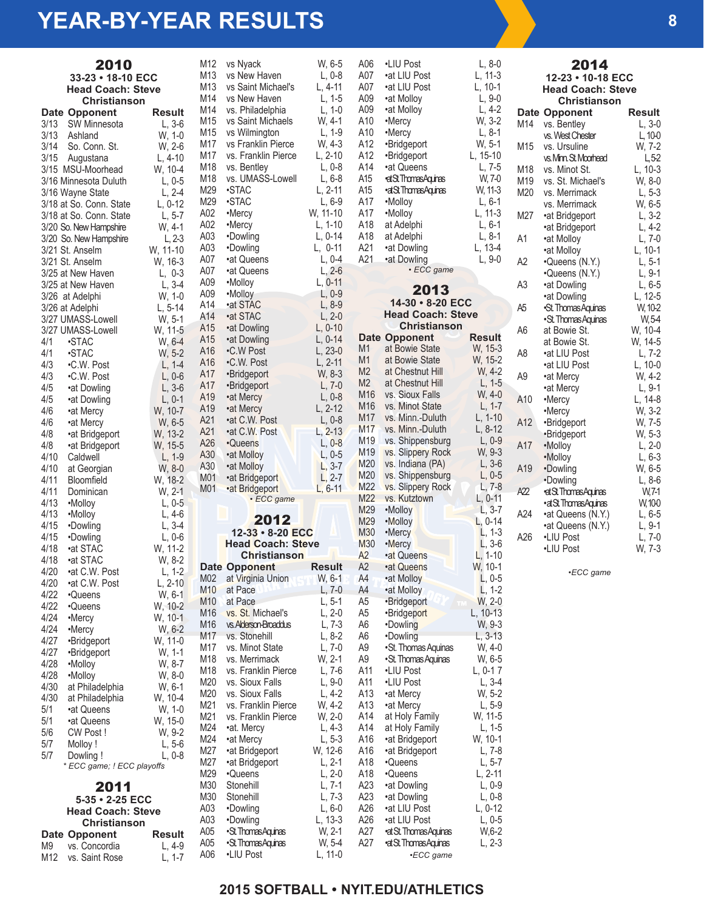# YEAR-BY-YEAR RESULTS

## 2010

**33-23 • 18-10 ECC**
**Head Coach: Steve Christianson**

| Date | Opponent | Result |
|---|---|---|
| 3/13 | SW Minnesota | L, 3-6 |
| 3/13 | Ashland | W, 1-0 |
| 3/14 | So. Conn. St. | W, 2-6 |
| 3/15 | Augustana | L, 4-10 |
| 3/15 | MSU-Moorhead | W, 10-4 |
| 3/16 | Minnesota Duluth | L, 0-5 |
| 3/16 | Wayne State | L, 2-4 |
| 3/18 | at So. Conn. State | L, 0-12 |
| 3/18 | at So. Conn. State | L, 5-7 |
| 3/20 | So. New Hampshire | W, 4-1 |
| 3/20 | So. New Hampshire | L, 2-3 |
| 3/21 | St. Anselm | W, 11-10 |
| 3/21 | St. Anselm | W, 16-3 |
| 3/25 | at New Haven | L, 0-3 |
| 3/25 | at New Haven | L, 3-4 |
| 3/26 | at Adelphi | W, 1-0 |
| 3/26 | at Adelphi | L, 5-14 |
| 3/27 | UMASS-Lowell | W, 5-1 |
| 3/27 | UMASS-Lowell | W, 11-5 |
| 4/1 | •STAC | W, 6-4 |
| 4/1 | •STAC | W, 5-2 |
| 4/3 | •C.W. Post | L, 1-4 |
| 4/3 | •C.W. Post | L, 0-6 |
| 4/5 | •at Dowling | L, 3-6 |
| 4/5 | •at Dowling | L, 0-1 |
| 4/6 | •at Mercy | W, 10-7 |
| 4/6 | •at Mercy | W, 6-5 |
| 4/8 | •at Bridgeport | W, 13-2 |
| 4/8 | •at Bridgeport | W, 15-5 |
| 4/10 | Caldwell | L, 1-9 |
| 4/10 | at Georgian | W, 8-0 |
| 4/11 | Bloomfield | W, 18-2 |
| 4/11 | Dominican | W, 2-1 |
| 4/13 | •Molloy | L, 0-5 |
| 4/13 | •Molloy | L, 4-6 |
| 4/15 | •Dowling | L, 3-4 |
| 4/15 | •Dowling | L, 0-6 |
| 4/18 | •at STAC | W, 11-2 |
| 4/18 | •at STAC | W, 8-2 |
| 4/20 | •at C.W. Post | L, 1-2 |
| 4/20 | •at C.W. Post | L, 2-10 |
| 4/22 | •Queens | W, 6-1 |
| 4/22 | •Queens | W, 10-2 |
| 4/24 | •Mercy | W, 10-1 |
| 4/24 | •Mercy | W, 6-2 |
| 4/27 | •Bridgeport | W, 11-0 |
| 4/27 | •Bridgeport | W, 1-1 |
| 4/28 | •Molloy | W, 8-7 |
| 4/28 | •Molloy | W, 8-0 |
| 4/30 | at Philadelphia | W, 6-1 |
| 4/30 | at Philadelphia | W, 10-4 |
| 5/1 | •at Queens | W, 1-0 |
| 5/1 | •at Queens | W, 15-0 |
| 5/6 | CW Post ! | W, 9-2 |
| 5/7 | Molloy ! | L, 5-6 |
| 5/7 | Dowling ! | L, 0-8 |

\* ECC game; ! ECC playoffs

## 2011

**5-35 • 2-25 ECC**
**Head Coach: Steve Christianson**

| Date | Opponent | Result |
|---|---|---|
| M9 | vs. Concordia | L, 4-9 |
| M12 | vs. Saint Rose | L, 1-7 |
| M12 | vs Nyack | W, 6-5 |
| M13 | vs New Haven | L, 0-8 |
| M13 | vs Saint Michael's | L, 4-11 |
| M14 | vs New Haven | L, 1-5 |
| M14 | vs. Philadelphia | L, 1-0 |
| M15 | vs Saint Michaels | W, 4-1 |
| M15 | vs Wilmington | L, 1-9 |
| M17 | vs Franklin Pierce | W, 4-3 |
| M17 | vs. Franklin Pierce | L, 2-10 |
| M18 | vs. Bentley | L, 0-8 |
| M18 | vs. UMASS-Lowell | L, 6-8 |
| M29 | •STAC | L, 2-11 |
| M29 | •STAC | L, 6-9 |
| A02 | •Mercy | W, 11-10 |
| A02 | •Mercy | L, 1-10 |
| A03 | •Dowling | L, 0-14 |
| A03 | •Dowling | L, 0-11 |
| A07 | •at Queens | L, 0-4 |
| A07 | •at Queens | L, 2-6 |
| A09 | •Molloy | L, 0-11 |
| A09 | •Molloy | L, 0-9 |
| A14 | •at STAC | L, 8-9 |
| A14 | •at STAC | L, 2-0 |
| A15 | •at Dowling | L, 0-10 |
| A15 | •at Dowling | L, 0-14 |
| A16 | •C.W Post | L, 23-0 |
| A16 | •C.W. Post | L, 2-11 |
| A17 | •Bridgeport | W, 8-3 |
| A17 | •Bridgeport | L, 7-0 |
| A19 | •at Mercy | L, 0-8 |
| A19 | •at Mercy | L, 2-12 |
| A21 | •at C.W. Post | L, 0-8 |
| A21 | •at C.W. Post | L, 2-13 |
| A26 | •Queens | L, 0-8 |
| A30 | •at Molloy | L, 0-5 |
| A30 | •at Molloy | L, 3-7 |
| M01 | •at Bridgeport | L, 2-7 |
| M01 | •at Bridgeport | L, 6-11 |

• ECC game

## 2012

**12-33 • 8-20 ECC**
**Head Coach: Steve Christianson**

| Date | Opponent | Result |
|---|---|---|
| M02 | at Virginia Union | W, 6-1 |
| M10 | at Pace | L, 7-0 |
| M10 | at Pace | L, 5-1 |
| M16 | vs. St. Michael's | L, 2-0 |
| M16 | vs. Alderson-Broaddus | L, 7-3 |
| M17 | vs. Stonehill | L, 8-2 |
| M17 | vs. Minot State | L, 7-0 |
| M18 | vs. Merrimack | W, 2-1 |
| M18 | vs. Franklin Pierce | L, 7-6 |
| M20 | vs. Sioux Falls | L, 9-0 |
| M20 | vs. Sioux Falls | L, 4-2 |
| M21 | vs. Franklin Pierce | W, 4-2 |
| M21 | vs. Franklin Pierce | W, 2-0 |
| M24 | •at. Mercy | L, 4-3 |
| M24 | •at Mercy | L, 5-3 |
| M27 | •at Bridgeport | W, 12-6 |
| M27 | •at Bridgeport | L, 2-1 |
| M29 | •Queens | L, 2-0 |
| M30 | Stonehill | L, 7-1 |
| M30 | Stonehill | L, 7-3 |
| A03 | •Dowling | L, 6-0 |
| A03 | •Dowling | L, 13-3 |
| A05 | •St. Thomas Aquinas | W, 2-1 |
| A05 | •St. Thomas Aquinas | W, 5-4 |
| A06 | •LIU Post | L, 11-0 |
| A06 | •LIU Post | L, 8-0 |
| A07 | •at LIU Post | L, 11-3 |
| A07 | •at LIU Post | L, 10-1 |
| A09 | •at Molloy | L, 9-0 |
| A09 | •at Molloy | L, 4-2 |
| A10 | •Mercy | W, 3-2 |
| A10 | •Mercy | L, 8-1 |
| A12 | •Bridgeport | W, 5-1 |
| A12 | •Bridgeport | L, 15-10 |
| A14 | •at Queens | L, 7-5 |
| A15 | •at St. Thomas Aquinas | W, 7-0 |
| A15 | •at St. Thomas Aquinas | W, 11-3 |
| A17 | •Molloy | L, 6-1 |
| A17 | •Molloy | L, 11-3 |
| A18 | at Adelphi | L, 6-1 |
| A18 | at Adelphi | L, 8-1 |
| A21 | •at Dowling | L, 13-4 |
| A21 | •at Dowling | L, 9-0 |

• ECC game

## 2013

**14-30 • 8-20 ECC**
**Head Coach: Steve Christianson**

| Date | Opponent | Result |
|---|---|---|
| M1 | at Bowie State | W, 15-3 |
| M1 | at Bowie State | W, 15-2 |
| M2 | at Chestnut Hill | W, 4-2 |
| M2 | at Chestnut Hill | L, 1-5 |
| M16 | vs. Sioux Falls | W, 4-0 |
| M16 | vs. Minot State | L, 1-7 |
| M17 | vs. Minn.-Duluth | L, 1-10 |
| M17 | vs. Minn.-Duluth | L, 8-12 |
| M19 | vs. Shippensburg | L, 0-9 |
| M19 | vs. Slippery Rock | W, 9-3 |
| M20 | vs. Indiana (PA) | L, 3-6 |
| M20 | vs. Shippensburg | L, 0-5 |
| M22 | vs. Slippery Rock | L, 7-8 |
| M22 | vs. Kutztown | L, 0-11 |
| M29 | •Molloy | L, 3-7 |
| M29 | •Molloy | L, 0-14 |
| M30 | •Mercy | L, 1-3 |
| M30 | •Mercy | L, 3-6 |
| A2 | •at Queens | L, 1-10 |
| A2 | •at Queens | W, 10-1 |
| A4 | •at Molloy | L, 0-5 |
| A4 | •at Molloy | L, 1-2 |
| A5 | •Bridgeport | W, 2-0 |
| A5 | •Bridgeport | L, 10-13 |
| A6 | •Dowling | W, 9-3 |
| A6 | •Dowling | L, 3-13 |
| A9 | •St. Thomas Aquinas | W, 4-0 |
| A9 | •St. Thomas Aquinas | W, 6-5 |
| A11 | •LIU Post | L, 0-1 7 |
| A11 | •LIU Post | L, 3-4 |
| A13 | •at Mercy | W, 5-2 |
| A13 | •at Mercy | L, 5-9 |
| A14 | at Holy Family | W, 11-5 |
| A14 | at Holy Family | L, 1-5 |
| A16 | •at Bridgeport | W, 10-1 |
| A16 | •at Bridgeport | L, 7-8 |
| A18 | •Queens | L, 5-7 |
| A18 | •Queens | L, 2-11 |
| A23 | •at Dowling | L, 0-9 |
| A23 | •at Dowling | L, 0-8 |
| A26 | •at LIU Post | L, 0-12 |
| A26 | •at LIU Post | L, 0-5 |
| A27 | •at St. Thomas Aquinas | W,6-2 |
| A27 | •at St. Thomas Aquinas | L, 2-3 |

•ECC game

## 2014

**12-23 • 10-18 ECC**
**Head Coach: Steve Christianson**

| Date | Opponent | Result |
|---|---|---|
| M14 | vs. Bentley | L, 3-0 |
| | vs. West Chester | L, 10-0 |
| M15 | vs. Ursuline | W, 7-2 |
| | vs. Minn. St. Moorhead | L, 5-2 |
| M18 | vs. Minot St. | L, 10-3 |
| M19 | vs. St. Michael's | W, 8-0 |
| M20 | vs. Merrimack | L, 5-3 |
| | vs. Merrimack | W, 6-5 |
| M27 | •at Bridgeport | L, 3-2 |
| | •at Bridgeport | L, 4-2 |
| A1 | •at Molloy | L, 7-0 |
| | •at Molloy | L, 10-1 |
| A2 | •Queens (N.Y.) | L, 5-1 |
| | •Queens (N.Y.) | L, 9-1 |
| A3 | •at Dowling | L, 6-5 |
| | •at Dowling | L, 12-5 |
| A5 | •St. Thomas Aquinas | W, 10-2 |
| | •St. Thomas Aquinas | W, 5-4 |
| A6 | at Bowie St. | W, 10-4 |
| | at Bowie St. | W, 14-5 |
| A8 | •at LIU Post | L, 7-2 |
| | •at LIU Post | L, 10-0 |
| A9 | •at Mercy | W, 4-2 |
| | •at Mercy | L, 9-1 |
| A10 | •Mercy | L, 14-8 |
| | •Mercy | W, 3-2 |
| A12 | •Bridgeport | W, 7-5 |
| | •Bridgeport | W, 5-3 |
| A17 | •Molloy | L, 2-0 |
| | •Molloy | L, 6-3 |
| A19 | •Dowling | W, 6-5 |
| | •Dowling | L, 8-6 |
| A22 | •at St. Thomas Aquinas | W, 7-1 |
| | •at St. Thomas Aquinas | W, 10-0 |
| A24 | •at Queens (N.Y.) | L, 6-5 |
| | •at Queens (N.Y.) | L, 9-1 |
| A26 | •LIU Post | L, 7-0 |
| | •LIU Post | W, 7-3 |

•ECC game